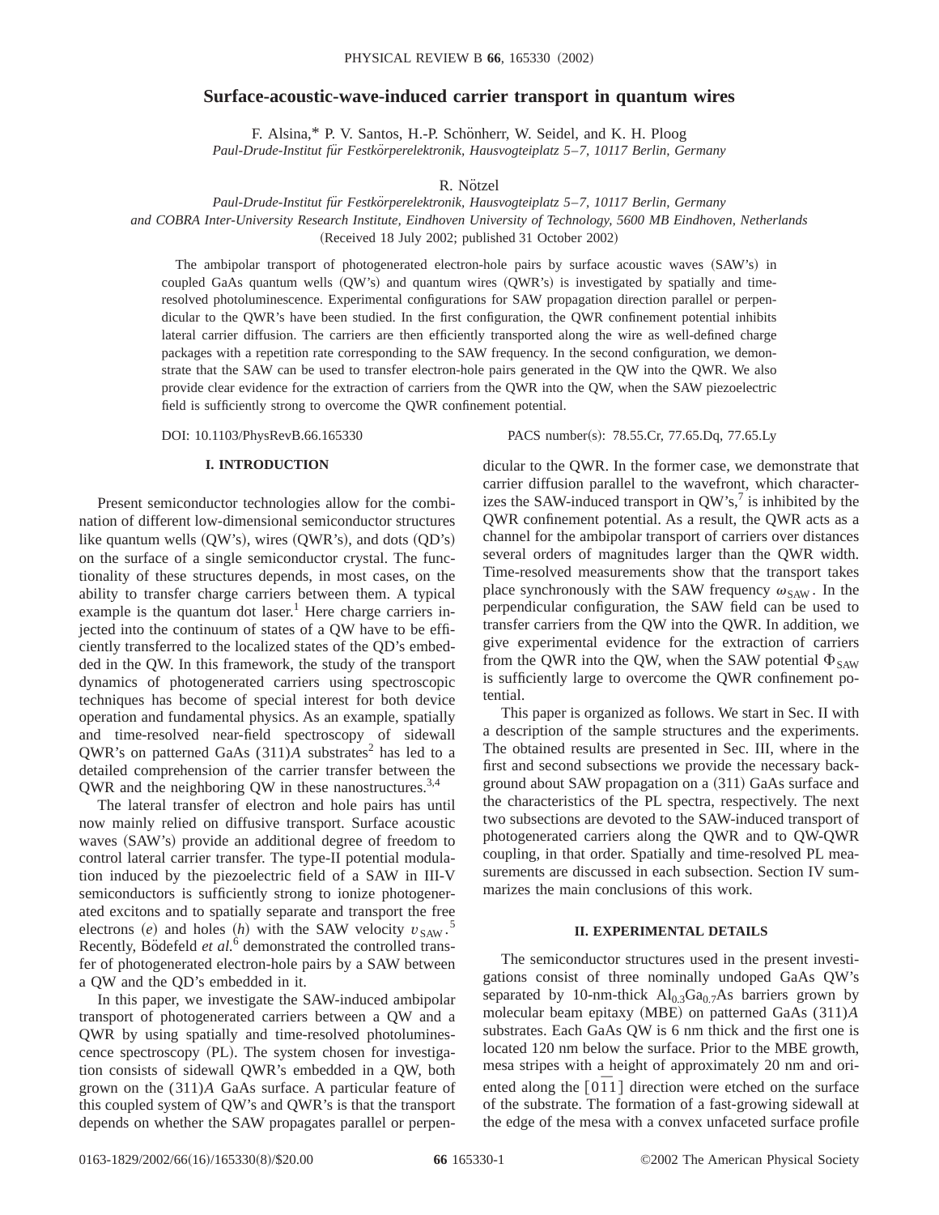# Surface-acoustic-wave-induced carrier transport in quantum wires

F. Alsina,* P. V. Santos, H.-P. Schönherr, W. Seidel, and K. H. Ploog

*Paul-Drude-Institut für Festkörperelektronik, Hausvogteiplatz 5–7, 10117 Berlin, Germany*

R. Nötzel

*Paul-Drude-Institut für Festkörperelektronik, Hausvogteiplatz 5–7, 10117 Berlin, Germany*
*and COBRA Inter-University Research Institute, Eindhoven University of Technology, 5600 MB Eindhoven, Netherlands*

(Received 18 July 2002; published 31 October 2002)

The ambipolar transport of photogenerated electron-hole pairs by surface acoustic waves (SAW's) in coupled GaAs quantum wells (QW's) and quantum wires (QWR's) is investigated by spatially and time-resolved photoluminescence. Experimental configurations for SAW propagation direction parallel or perpendicular to the QWR's have been studied. In the first configuration, the QWR confinement potential inhibits lateral carrier diffusion. The carriers are then efficiently transported along the wire as well-defined charge packages with a repetition rate corresponding to the SAW frequency. In the second configuration, we demonstrate that the SAW can be used to transfer electron-hole pairs generated in the QW into the QWR. We also provide clear evidence for the extraction of carriers from the QWR into the QW, when the SAW piezoelectric field is sufficiently strong to overcome the QWR confinement potential.

DOI: 10.1103/PhysRevB.66.165330 PACS number(s): 78.55.Cr, 77.65.Dq, 77.65.Ly

## I. INTRODUCTION

Present semiconductor technologies allow for the combination of different low-dimensional semiconductor structures like quantum wells (QW's), wires (QWR's), and dots (QD's) on the surface of a single semiconductor crystal. The functionality of these structures depends, in most cases, on the ability to transfer charge carriers between them. A typical example is the quantum dot laser.[1] Here charge carriers injected into the continuum of states of a QW have to be efficiently transferred to the localized states of the QD's embedded in the QW. In this framework, the study of the transport dynamics of photogenerated carriers using spectroscopic techniques has become of special interest for both device operation and fundamental physics. As an example, spatially and time-resolved near-field spectroscopy of sidewall QWR's on patterned GaAs (311)*A* substrates[2] has led to a detailed comprehension of the carrier transfer between the QWR and the neighboring QW in these nanostructures.[3,4]

The lateral transfer of electron and hole pairs has until now mainly relied on diffusive transport. Surface acoustic waves (SAW's) provide an additional degree of freedom to control lateral carrier transfer. The type-II potential modulation induced by the piezoelectric field of a SAW in III-V semiconductors is sufficiently strong to ionize photogenerated excitons and to spatially separate and transport the free electrons ($e$) and holes ($h$) with the SAW velocity $v_{SAW}$.[5] Recently, Bödefeld *et al.*[6] demonstrated the controlled transfer of photogenerated electron-hole pairs by a SAW between a QW and the QD's embedded in it.

In this paper, we investigate the SAW-induced ambipolar transport of photogenerated carriers between a QW and a QWR by using spatially and time-resolved photoluminescence spectroscopy (PL). The system chosen for investigation consists of sidewall QWR's embedded in a QW, both grown on the (311)*A* GaAs surface. A particular feature of this coupled system of QW's and QWR's is that the transport depends on whether the SAW propagates parallel or perpendicular to the QWR. In the former case, we demonstrate that carrier diffusion parallel to the wavefront, which characterizes the SAW-induced transport in QW's,[7] is inhibited by the QWR confinement potential. As a result, the QWR acts as a channel for the ambipolar transport of carriers over distances several orders of magnitudes larger than the QWR width. Time-resolved measurements show that the transport takes place synchronously with the SAW frequency $\omega_{SAW}$. In the perpendicular configuration, the SAW field can be used to transfer carriers from the QW into the QWR. In addition, we give experimental evidence for the extraction of carriers from the QWR into the QW, when the SAW potential $\Phi_{SAW}$ is sufficiently large to overcome the QWR confinement potential.

This paper is organized as follows. We start in Sec. II with a description of the sample structures and the experiments. The obtained results are presented in Sec. III, where in the first and second subsections we provide the necessary background about SAW propagation on a (311) GaAs surface and the characteristics of the PL spectra, respectively. The next two subsections are devoted to the SAW-induced transport of photogenerated carriers along the QWR and to QW-QWR coupling, in that order. Spatially and time-resolved PL measurements are discussed in each subsection. Section IV summarizes the main conclusions of this work.

## II. EXPERIMENTAL DETAILS

The semiconductor structures used in the present investigations consist of three nominally undoped GaAs QW's separated by 10-nm-thick $Al_{0.3}Ga_{0.7}As$ barriers grown by molecular beam epitaxy (MBE) on patterned GaAs (311)*A* substrates. Each GaAs QW is 6 nm thick and the first one is located 120 nm below the surface. Prior to the MBE growth, mesa stripes with a height of approximately 20 nm and oriented along the $[0\bar{1}1]$ direction were etched on the surface of the substrate. The formation of a fast-growing sidewall at the edge of the mesa with a convex unfaceted surface profile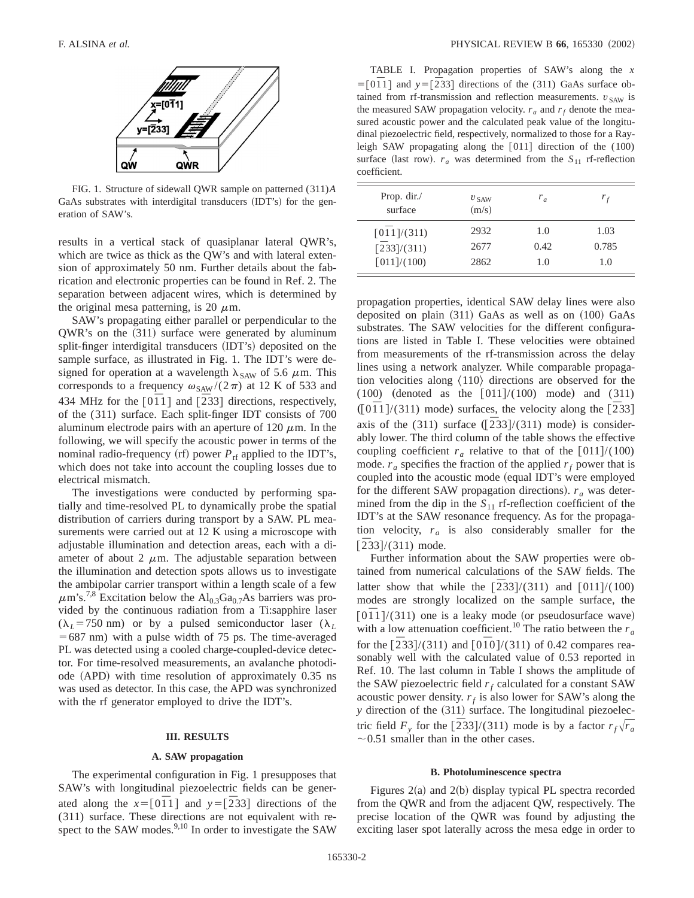FIG. 1. Structure of sidewall QWR sample on patterned (311)*A* GaAs substrates with interdigital transducers (IDT's) for the generation of SAW's.

results in a vertical stack of quasiplanar lateral QWR's, which are twice as thick as the QW's and with lateral extension of approximately 50 nm. Further details about the fabrication and electronic properties can be found in Ref. 2. The separation between adjacent wires, which is determined by the original mesa patterning, is 20 $\mu$m.

SAW's propagating either parallel or perpendicular to the QWR's on the (311) surface were generated by aluminum split-finger interdigital transducers (IDT's) deposited on the sample surface, as illustrated in Fig. 1. The IDT's were designed for operation at a wavelength $\lambda_{\mathrm{SAW}}$ of 5.6 $\mu$m. This corresponds to a frequency $\omega_{\mathrm{SAW}}/(2\pi)$ at 12 K of 533 and 434 MHz for the $[0\bar{1}1]$ and $[\bar{2}33]$ directions, respectively, of the (311) surface. Each split-finger IDT consists of 700 aluminum electrode pairs with an aperture of 120 $\mu$m. In the following, we will specify the acoustic power in terms of the nominal radio-frequency (rf) power $P_{\mathrm{rf}}$ applied to the IDT's, which does not take into account the coupling losses due to electrical mismatch.

The investigations were conducted by performing spatially and time-resolved PL to dynamically probe the spatial distribution of carriers during transport by a SAW. PL measurements were carried out at 12 K using a microscope with adjustable illumination and detection areas, each with a diameter of about 2 $\mu$m. The adjustable separation between the illumination and detection spots allows us to investigate the ambipolar carrier transport within a length scale of a few $\mu$m's.[7,8] Excitation below the $\mathrm{Al_{0.3}Ga_{0.7}As}$ barriers was provided by the continuous radiation from a Ti:sapphire laser ($\lambda_L = 750$ nm) or by a pulsed semiconductor laser ($\lambda_L = 687$ nm) with a pulse width of 75 ps. The time-averaged PL was detected using a cooled charge-coupled-device detector. For time-resolved measurements, an avalanche photodiode (APD) with time resolution of approximately 0.35 ns was used as detector. In this case, the APD was synchronized with the rf generator employed to drive the IDT's.

## III. RESULTS

### A. SAW propagation

The experimental configuration in Fig. 1 presupposes that SAW's with longitudinal piezoelectric fields can be generated along the $x=[0\bar{1}1]$ and $y=[\bar{2}33]$ directions of the (311) surface. These directions are not equivalent with respect to the SAW modes.[9,10] In order to investigate the SAW propagation properties, identical SAW delay lines were also deposited on plain (311) GaAs as well as on (100) GaAs substrates. The SAW velocities for the different configurations are listed in Table I. These velocities were obtained from measurements of the rf-transmission across the delay lines using a network analyzer. While comparable propagation velocities along $\langle 110 \rangle$ directions are observed for the (100) (denoted as the $[011]/(100)$ mode) and (311) ($[0\bar{1}1]/(311)$ mode) surfaces, the velocity along the $[\bar{2}33]$ axis of the (311) surface ($[\bar{2}33]/(311)$ mode) is considerably lower. The third column of the table shows the effective coupling coefficient $r_a$ relative to that of the $[011]/(100)$ mode. $r_a$ specifies the fraction of the applied $r_f$ power that is coupled into the acoustic mode (equal IDT's were employed for the different SAW propagation directions). $r_a$ was determined from the dip in the $S_{11}$ rf-reflection coefficient of the IDT's at the SAW resonance frequency. As for the propagation velocity, $r_a$ is also considerably smaller for the $[\bar{2}33]/(311)$ mode.

TABLE I. Propagation properties of SAW's along the $x=[0\bar{1}1]$ and $y=[\bar{2}33]$ directions of the (311) GaAs surface obtained from rf-transmission and reflection measurements. $v_{\mathrm{SAW}}$ is the measured SAW propagation velocity. $r_a$ and $r_f$ denote the measured acoustic power and the calculated peak value of the longitudinal piezoelectric field, respectively, normalized to those for a Rayleigh SAW propagating along the [011] direction of the (100) surface (last row). $r_a$ was determined from the $S_{11}$ rf-reflection coefficient.

| Prop. dir./ surface | $v_{\mathrm{SAW}}$ (m/s) | $r_a$ | $r_f$ |
|---|---|---|---|
| $[0\bar{1}1]/(311)$ | 2932 | 1.0 | 1.03 |
| $[\bar{2}33]/(311)$ | 2677 | 0.42 | 0.785 |
| $[011]/(100)$ | 2862 | 1.0 | 1.0 |

Further information about the SAW properties were obtained from numerical calculations of the SAW fields. The latter show that while the $[\bar{2}33]/(311)$ and $[011]/(100)$ modes are strongly localized on the sample surface, the $[0\bar{1}1]/(311)$ one is a leaky mode (or pseudosurface wave) with a low attenuation coefficient.[10] The ratio between the $r_a$ for the $[\bar{2}33]/(311)$ and $[0\bar{1}0]/(311)$ of 0.42 compares reasonably well with the calculated value of 0.53 reported in Ref. 10. The last column in Table I shows the amplitude of the SAW piezoelectric field $r_f$ calculated for a constant SAW acoustic power density. $r_f$ is also lower for SAW's along the $y$ direction of the (311) surface. The longitudinal piezoelectric field $F_y$ for the $[\bar{2}33]/(311)$ mode is by a factor $r_f\sqrt{r_a} \sim 0.51$ smaller than in the other cases.

### B. Photoluminescence spectra

Figures 2(a) and 2(b) display typical PL spectra recorded from the QWR and from the adjacent QW, respectively. The precise location of the QWR was found by adjusting the exciting laser spot laterally across the mesa edge in order to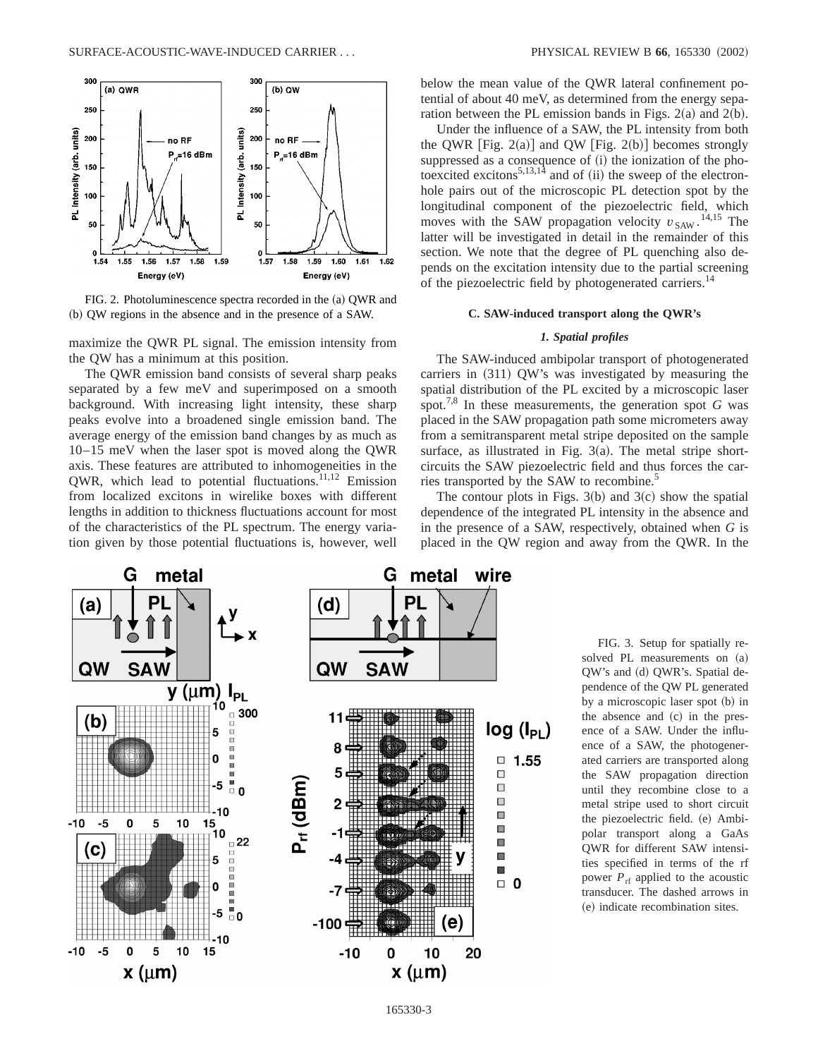FIG. 2. Photoluminescence spectra recorded in the (a) QWR and (b) QW regions in the absence and in the presence of a SAW.

maximize the QWR PL signal. The emission intensity from the QW has a minimum at this position.

The QWR emission band consists of several sharp peaks separated by a few meV and superimposed on a smooth background. With increasing light intensity, these sharp peaks evolve into a broadened single emission band. The average energy of the emission band changes by as much as 10–15 meV when the laser spot is moved along the QWR axis. These features are attributed to inhomogeneities in the QWR, which lead to potential fluctuations.[11,12] Emission from localized excitons in wirelike boxes with different lengths in addition to thickness fluctuations account for most of the characteristics of the PL spectrum. The energy variation given by those potential fluctuations is, however, well below the mean value of the QWR lateral confinement potential of about 40 meV, as determined from the energy separation between the PL emission bands in Figs. 2(a) and 2(b).

Under the influence of a SAW, the PL intensity from both the QWR [Fig. 2(a)] and QW [Fig. 2(b)] becomes strongly suppressed as a consequence of (i) the ionization of the photoexcited excitons[5,13,14] and of (ii) the sweep of the electron-hole pairs out of the microscopic PL detection spot by the longitudinal component of the piezoelectric field, which moves with the SAW propagation velocity $v_{\mathrm{SAW}}$.[14,15] The latter will be investigated in detail in the remainder of this section. We note that the degree of PL quenching also depends on the excitation intensity due to the partial screening of the piezoelectric field by photogenerated carriers.[14]

### C. SAW-induced transport along the QWR's

#### *1. Spatial profiles*

The SAW-induced ambipolar transport of photogenerated carriers in (311) QW's was investigated by measuring the spatial distribution of the PL excited by a microscopic laser spot.[7,8] In these measurements, the generation spot *G* was placed in the SAW propagation path some micrometers away from a semitransparent metal stripe deposited on the sample surface, as illustrated in Fig. 3(a). The metal stripe short-circuits the SAW piezoelectric field and thus forces the carries transported by the SAW to recombine.[5]

The contour plots in Figs. 3(b) and 3(c) show the spatial dependence of the integrated PL intensity in the absence and in the presence of a SAW, respectively, obtained when *G* is placed in the QW region and away from the QWR. In the

FIG. 3. Setup for spatially resolved PL measurements on (a) QW's and (d) QWR's. Spatial dependence of the QW PL generated by a microscopic laser spot (b) in the absence and (c) in the presence of a SAW. Under the influence of a SAW, the photogenerated carriers are transported along the SAW propagation direction until they recombine close to a metal stripe used to short circuit the piezoelectric field. (e) Ambipolar transport along a GaAs QWR for different SAW intensities specified in terms of the rf power $P_{\mathrm{rf}}$ applied to the acoustic transducer. The dashed arrows in (e) indicate recombination sites.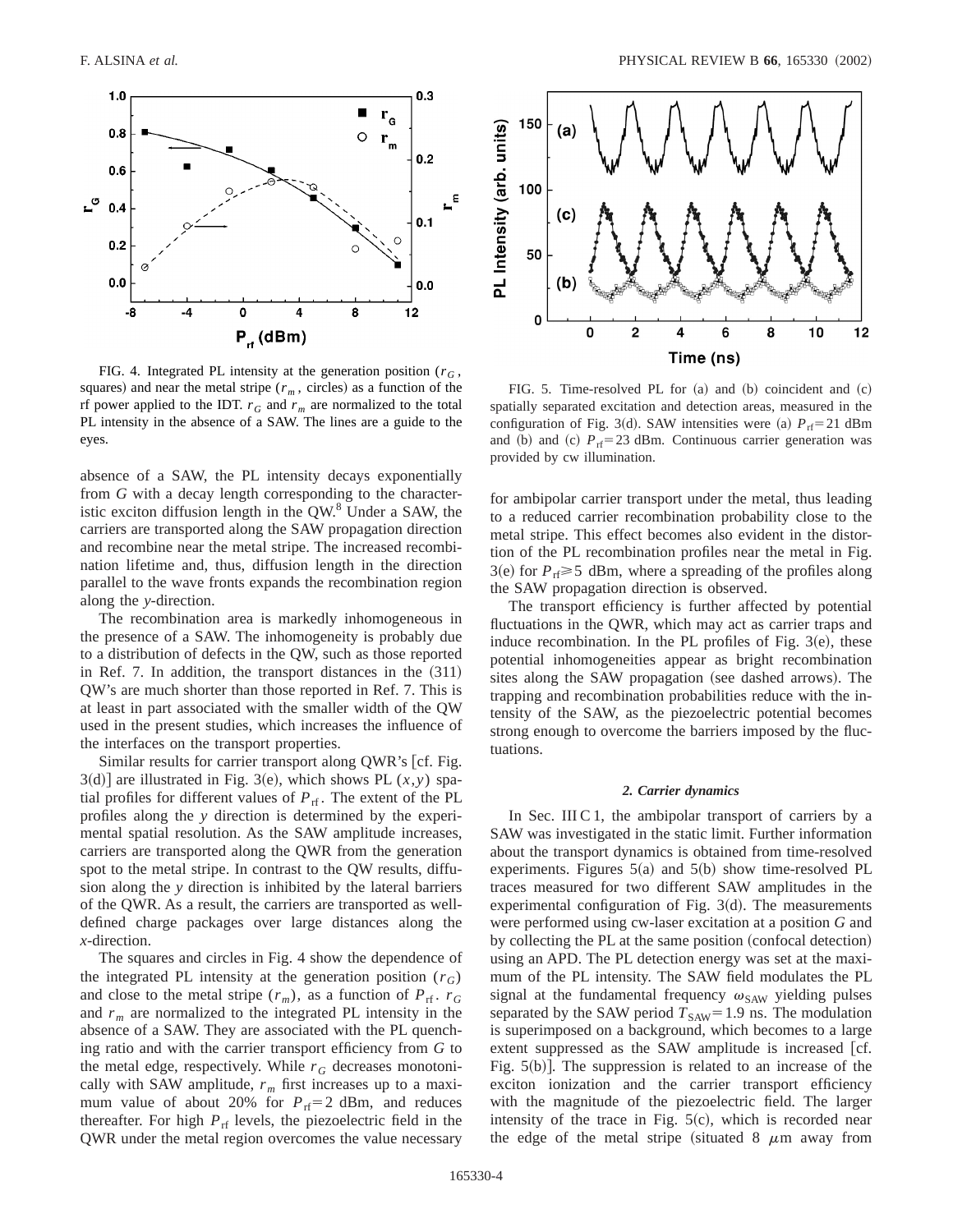FIG. 4. Integrated PL intensity at the generation position ($r_G$, squares) and near the metal stripe ($r_m$, circles) as a function of the rf power applied to the IDT. $r_G$ and $r_m$ are normalized to the total PL intensity in the absence of a SAW. The lines are a guide to the eyes.

absence of a SAW, the PL intensity decays exponentially from $G$ with a decay length corresponding to the characteristic exciton diffusion length in the QW.[8] Under a SAW, the carriers are transported along the SAW propagation direction and recombine near the metal stripe. The increased recombination lifetime and, thus, diffusion length in the direction parallel to the wave fronts expands the recombination region along the $y$-direction.

The recombination area is markedly inhomogeneous in the presence of a SAW. The inhomogeneity is probably due to a distribution of defects in the QW, such as those reported in Ref. 7. In addition, the transport distances in the (311) QW's are much shorter than those reported in Ref. 7. This is at least in part associated with the smaller width of the QW used in the present studies, which increases the influence of the interfaces on the transport properties.

Similar results for carrier transport along QWR's [cf. Fig. 3(d)] are illustrated in Fig. 3(e), which shows PL $(x,y)$ spatial profiles for different values of $P_{\rm rf}$. The extent of the PL profiles along the $y$ direction is determined by the experimental spatial resolution. As the SAW amplitude increases, carriers are transported along the QWR from the generation spot to the metal stripe. In contrast to the QW results, diffusion along the $y$ direction is inhibited by the lateral barriers of the QWR. As a result, the carriers are transported as well-defined charge packages over large distances along the $x$-direction.

The squares and circles in Fig. 4 show the dependence of the integrated PL intensity at the generation position ($r_G$) and close to the metal stripe ($r_m$), as a function of $P_{\rm rf}$. $r_G$ and $r_m$ are normalized to the integrated PL intensity in the absence of a SAW. They are associated with the PL quenching ratio and with the carrier transport efficiency from $G$ to the metal edge, respectively. While $r_G$ decreases monotonically with SAW amplitude, $r_m$ first increases up to a maximum value of about 20% for $P_{\rm rf}=2$ dBm, and reduces thereafter. For high $P_{\rm rf}$ levels, the piezoelectric field in the QWR under the metal region overcomes the value necessary for ambipolar carrier transport under the metal, thus leading to a reduced carrier recombination probability close to the metal stripe. This effect becomes also evident in the distortion of the PL recombination profiles near the metal in Fig. 3(e) for $P_{\rm rf}\geqslant 5$ dBm, where a spreading of the profiles along the SAW propagation direction is observed.

The transport efficiency is further affected by potential fluctuations in the QWR, which may act as carrier traps and induce recombination. In the PL profiles of Fig. 3(e), these potential inhomogeneities appear as bright recombination sites along the SAW propagation (see dashed arrows). The trapping and recombination probabilities reduce with the intensity of the SAW, as the piezoelectric potential becomes strong enough to overcome the barriers imposed by the fluctuations.

FIG. 5. Time-resolved PL for (a) and (b) coincident and (c) spatially separated excitation and detection areas, measured in the configuration of Fig. 3(d). SAW intensities were (a) $P_{\rm rf}=21$ dBm and (b) and (c) $P_{\rm rf}=23$ dBm. Continuous carrier generation was provided by cw illumination.

#### *2. Carrier dynamics*

In Sec. III C 1, the ambipolar transport of carriers by a SAW was investigated in the static limit. Further information about the transport dynamics is obtained from time-resolved experiments. Figures 5(a) and 5(b) show time-resolved PL traces measured for two different SAW amplitudes in the experimental configuration of Fig. 3(d). The measurements were performed using cw-laser excitation at a position $G$ and by collecting the PL at the same position (confocal detection) using an APD. The PL detection energy was set at the maximum of the PL intensity. The SAW field modulates the PL signal at the fundamental frequency $\omega_{\rm SAW}$ yielding pulses separated by the SAW period $T_{\rm SAW}=1.9$ ns. The modulation is superimposed on a background, which becomes to a large extent suppressed as the SAW amplitude is increased [cf. Fig. 5(b)]. The suppression is related to an increase of the exciton ionization and the carrier transport efficiency with the magnitude of the piezoelectric field. The larger intensity of the trace in Fig. 5(c), which is recorded near the edge of the metal stripe (situated 8 $\mu$m away from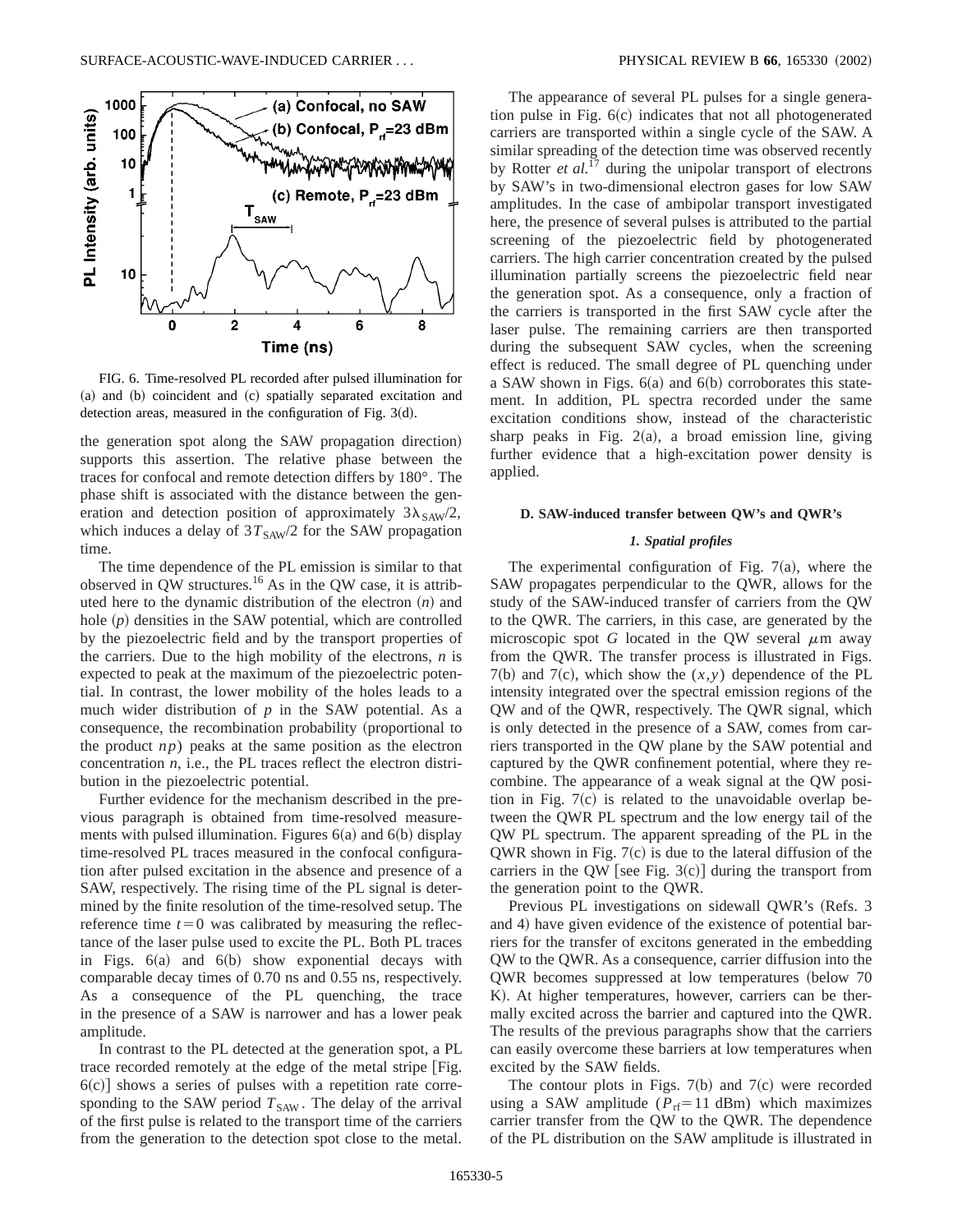FIG. 6. Time-resolved PL recorded after pulsed illumination for (a) and (b) coincident and (c) spatially separated excitation and detection areas, measured in the configuration of Fig. 3(d).

the generation spot along the SAW propagation direction) supports this assertion. The relative phase between the traces for confocal and remote detection differs by 180°. The phase shift is associated with the distance between the generation and detection position of approximately $3\lambda_{SAW}/2$, which induces a delay of $3T_{SAW}/2$ for the SAW propagation time.

The time dependence of the PL emission is similar to that observed in QW structures.[16] As in the QW case, it is attributed here to the dynamic distribution of the electron ($n$) and hole ($p$) densities in the SAW potential, which are controlled by the piezoelectric field and by the transport properties of the carriers. Due to the high mobility of the electrons, $n$ is expected to peak at the maximum of the piezoelectric potential. In contrast, the lower mobility of the holes leads to a much wider distribution of $p$ in the SAW potential. As a consequence, the recombination probability (proportional to the product $np$) peaks at the same position as the electron concentration $n$, i.e., the PL traces reflect the electron distribution in the piezoelectric potential.

Further evidence for the mechanism described in the previous paragraph is obtained from time-resolved measurements with pulsed illumination. Figures 6(a) and 6(b) display time-resolved PL traces measured in the confocal configuration after pulsed excitation in the absence and presence of a SAW, respectively. The rising time of the PL signal is determined by the finite resolution of the time-resolved setup. The reference time $t=0$ was calibrated by measuring the reflectance of the laser pulse used to excite the PL. Both PL traces in Figs. 6(a) and 6(b) show exponential decays with comparable decay times of 0.70 ns and 0.55 ns, respectively. As a consequence of the PL quenching, the trace in the presence of a SAW is narrower and has a lower peak amplitude.

In contrast to the PL detected at the generation spot, a PL trace recorded remotely at the edge of the metal stripe [Fig. 6(c)] shows a series of pulses with a repetition rate corresponding to the SAW period $T_{SAW}$. The delay of the arrival of the first pulse is related to the transport time of the carriers from the generation to the detection spot close to the metal.

The appearance of several PL pulses for a single generation pulse in Fig. 6(c) indicates that not all photogenerated carriers are transported within a single cycle of the SAW. A similar spreading of the detection time was observed recently by Rotter *et al.*[17] during the unipolar transport of electrons by SAW's in two-dimensional electron gases for low SAW amplitudes. In the case of ambipolar transport investigated here, the presence of several pulses is attributed to the partial screening of the piezoelectric field by photogenerated carriers. The high carrier concentration created by the pulsed illumination partially screens the piezoelectric field near the generation spot. As a consequence, only a fraction of the carriers is transported in the first SAW cycle after the laser pulse. The remaining carriers are then transported during the subsequent SAW cycles, when the screening effect is reduced. The small degree of PL quenching under a SAW shown in Figs. 6(a) and 6(b) corroborates this statement. In addition, PL spectra recorded under the same excitation conditions show, instead of the characteristic sharp peaks in Fig. 2(a), a broad emission line, giving further evidence that a high-excitation power density is applied.

### D. SAW-induced transfer between QW's and QWR's

#### *1. Spatial profiles*

The experimental configuration of Fig. 7(a), where the SAW propagates perpendicular to the QWR, allows for the study of the SAW-induced transfer of carriers from the QW to the QWR. The carriers, in this case, are generated by the microscopic spot $G$ located in the QW several $\mu$m away from the QWR. The transfer process is illustrated in Figs. 7(b) and 7(c), which show the $(x,y)$ dependence of the PL intensity integrated over the spectral emission regions of the QW and of the QWR, respectively. The QWR signal, which is only detected in the presence of a SAW, comes from carriers transported in the QW plane by the SAW potential and captured by the QWR confinement potential, where they recombine. The appearance of a weak signal at the QW position in Fig. 7(c) is related to the unavoidable overlap between the QWR PL spectrum and the low energy tail of the QW PL spectrum. The apparent spreading of the PL in the QWR shown in Fig. 7(c) is due to the lateral diffusion of the carriers in the QW [see Fig. 3(c)] during the transport from the generation point to the QWR.

Previous PL investigations on sidewall QWR's (Refs. 3 and 4) have given evidence of the existence of potential barriers for the transfer of excitons generated in the embedding QW to the QWR. As a consequence, carrier diffusion into the QWR becomes suppressed at low temperatures (below 70 K). At higher temperatures, however, carriers can be thermally excited across the barrier and captured into the QWR. The results of the previous paragraphs show that the carriers can easily overcome these barriers at low temperatures when excited by the SAW fields.

The contour plots in Figs. 7(b) and 7(c) were recorded using a SAW amplitude ($P_{rf}=11$ dBm) which maximizes carrier transfer from the QW to the QWR. The dependence of the PL distribution on the SAW amplitude is illustrated in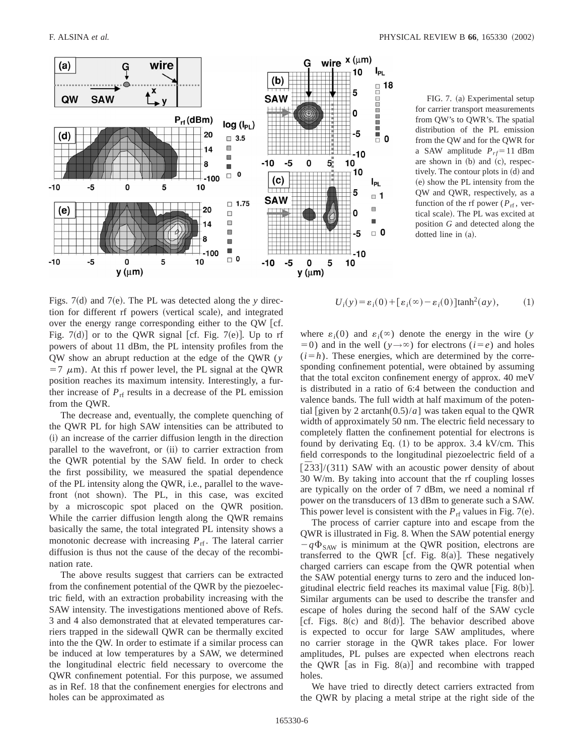FIG. 7. (a) Experimental setup for carrier transport measurements from QW's to QWR's. The spatial distribution of the PL emission from the QW and for the QWR for a SAW amplitude $P_{rf}=11$ dBm are shown in (b) and (c), respectively. The contour plots in (d) and (e) show the PL intensity from the QW and QWR, respectively, as a function of the rf power ($P_{\mathrm{rf}}$, vertical scale). The PL was excited at position $G$ and detected along the dotted line in (a).

Figs. 7(d) and 7(e). The PL was detected along the $y$ direction for different rf powers (vertical scale), and integrated over the energy range corresponding either to the QW [cf. Fig. 7(d)] or to the QWR signal [cf. Fig. 7(e)]. Up to rf powers of about 11 dBm, the PL intensity profiles from the QW show an abrupt reduction at the edge of the QWR ($y=7$ $\mu$m). At this rf power level, the PL signal at the QWR position reaches its maximum intensity. Interestingly, a further increase of $P_{\mathrm{rf}}$ results in a decrease of the PL emission from the QWR.

The decrease and, eventually, the complete quenching of the QWR PL for high SAW intensities can be attributed to (i) an increase of the carrier diffusion length in the direction parallel to the wavefront, or (ii) to carrier extraction from the QWR potential by the SAW field. In order to check the first possibility, we measured the spatial dependence of the PL intensity along the QWR, i.e., parallel to the wavefront (not shown). The PL, in this case, was excited by a microscopic spot placed on the QWR position. While the carrier diffusion length along the QWR remains basically the same, the total integrated PL intensity shows a monotonic decrease with increasing $P_{\mathrm{rf}}$. The lateral carrier diffusion is thus not the cause of the decay of the recombination rate.

The above results suggest that carriers can be extracted from the confinement potential of the QWR by the piezoelectric field, with an extraction probability increasing with the SAW intensity. The investigations mentioned above of Refs. 3 and 4 also demonstrated that at elevated temperatures carriers trapped in the sidewall QWR can be thermally excited into the the QW. In order to estimate if a similar process can be induced at low temperatures by a SAW, we determined the longitudinal electric field necessary to overcome the QWR confinement potential. For this purpose, we assumed as in Ref. 18 that the confinement energies for electrons and holes can be approximated as

$$U_i(y)=\varepsilon_i(0)+[\varepsilon_i(\infty)-\varepsilon_i(0)]\tanh^2(ay), \tag{1}$$

where $\varepsilon_i(0)$ and $\varepsilon_i(\infty)$ denote the energy in the wire ($y=0$) and in the well ($y\rightarrow\infty$) for electrons ($i=e$) and holes ($i=h$). These energies, which are determined by the corresponding confinement potential, were obtained by assuming that the total exciton confinement energy of approx. 40 meV is distributed in a ratio of 6:4 between the conduction and valence bands. The full width at half maximum of the potential [given by 2 arctanh$(0.5)/a$] was taken equal to the QWR width of approximately 50 nm. The electric field necessary to completely flatten the confinement potential for electrons is found by derivating Eq. (1) to be approx. 3.4 kV/cm. This field corresponds to the longitudinal piezoelectric field of a $[\overline{2}33]/(311)$ SAW with an acoustic power density of about 30 W/m. By taking into account that the rf coupling losses are typically on the order of 7 dBm, we need a nominal rf power on the transducers of 13 dBm to generate such a SAW. This power level is consistent with the $P_{\mathrm{rf}}$ values in Fig. 7(e).

The process of carrier capture into and escape from the QWR is illustrated in Fig. 8. When the SAW potential energy $-q\Phi_{\mathrm{SAW}}$ is minimum at the QWR position, electrons are transferred to the QWR [cf. Fig. 8(a)]. These negatively charged carriers can escape from the QWR potential when the SAW potential energy turns to zero and the induced longitudinal electric field reaches its maximal value [Fig. 8(b)]. Similar arguments can be used to describe the transfer and escape of holes during the second half of the SAW cycle [cf. Figs. 8(c) and 8(d)]. The behavior described above is expected to occur for large SAW amplitudes, where no carrier storage in the QWR takes place. For lower amplitudes, PL pulses are expected when electrons reach the QWR [as in Fig. 8(a)] and recombine with trapped holes.

We have tried to directly detect carriers extracted from the QWR by placing a metal stripe at the right side of the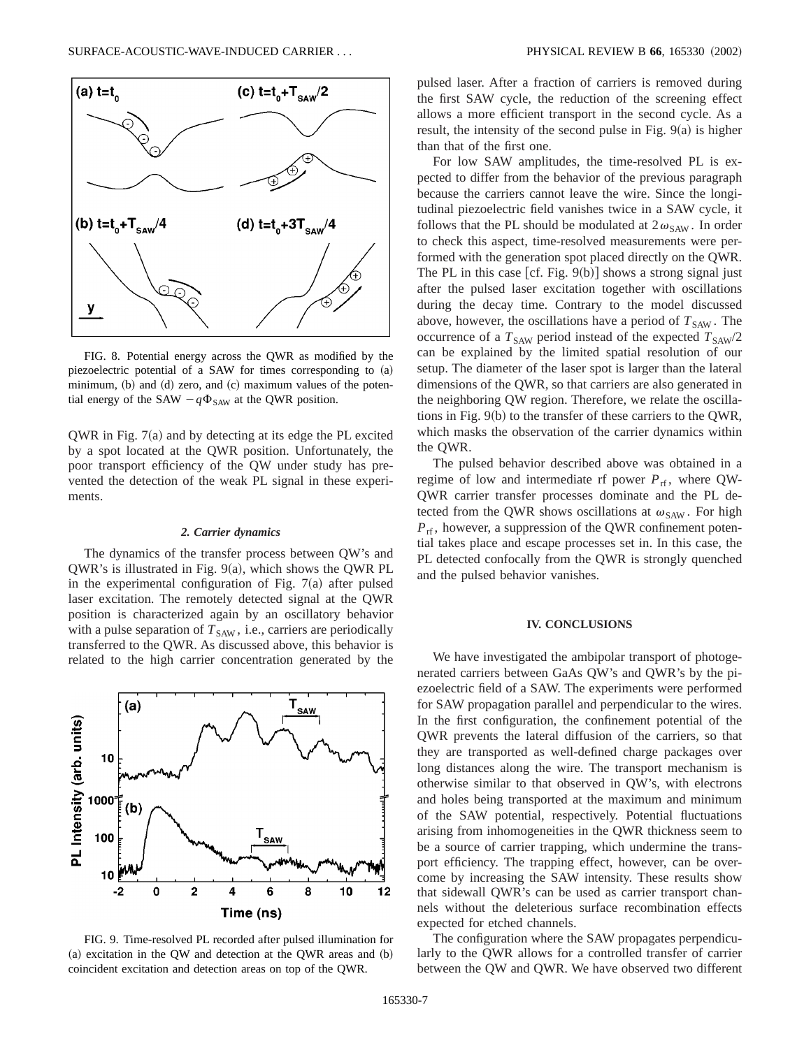FIG. 8. Potential energy across the QWR as modified by the piezoelectric potential of a SAW for times corresponding to (a) minimum, (b) and (d) zero, and (c) maximum values of the potential energy of the SAW $-q\Phi_{\mathrm{SAW}}$ at the QWR position.

QWR in Fig. 7(a) and by detecting at its edge the PL excited by a spot located at the QWR position. Unfortunately, the poor transport efficiency of the QW under study has prevented the detection of the weak PL signal in these experiments.

#### *2. Carrier dynamics*

The dynamics of the transfer process between QW's and QWR's is illustrated in Fig. 9(a), which shows the QWR PL in the experimental configuration of Fig. 7(a) after pulsed laser excitation. The remotely detected signal at the QWR position is characterized again by an oscillatory behavior with a pulse separation of $T_{\mathrm{SAW}}$, i.e., carriers are periodically transferred to the QWR. As discussed above, this behavior is related to the high carrier concentration generated by the pulsed laser. After a fraction of carriers is removed during the first SAW cycle, the reduction of the screening effect allows a more efficient transport in the second cycle. As a result, the intensity of the second pulse in Fig. 9(a) is higher than that of the first one.

FIG. 9. Time-resolved PL recorded after pulsed illumination for (a) excitation in the QW and detection at the QWR areas and (b) coincident excitation and detection areas on top of the QWR.

For low SAW amplitudes, the time-resolved PL is expected to differ from the behavior of the previous paragraph because the carriers cannot leave the wire. Since the longitudinal piezoelectric field vanishes twice in a SAW cycle, it follows that the PL should be modulated at $2\omega_{\mathrm{SAW}}$. In order to check this aspect, time-resolved measurements were performed with the generation spot placed directly on the QWR. The PL in this case [cf. Fig. 9(b)] shows a strong signal just after the pulsed laser excitation together with oscillations during the decay time. Contrary to the model discussed above, however, the oscillations have a period of $T_{\mathrm{SAW}}$. The occurrence of a $T_{\mathrm{SAW}}$ period instead of the expected $T_{\mathrm{SAW}}/2$ can be explained by the limited spatial resolution of our setup. The diameter of the laser spot is larger than the lateral dimensions of the QWR, so that carriers are also generated in the neighboring QW region. Therefore, we relate the oscillations in Fig. 9(b) to the transfer of these carriers to the QWR, which masks the observation of the carrier dynamics within the QWR.

The pulsed behavior described above was obtained in a regime of low and intermediate rf power $P_{\mathrm{rf}}$, where QW-QWR carrier transfer processes dominate and the PL detected from the QWR shows oscillations at $\omega_{\mathrm{SAW}}$. For high $P_{\mathrm{rf}}$, however, a suppression of the QWR confinement potential takes place and escape processes set in. In this case, the PL detected confocally from the QWR is strongly quenched and the pulsed behavior vanishes.

## IV. CONCLUSIONS

We have investigated the ambipolar transport of photogenerated carriers between GaAs QW's and QWR's by the piezoelectric field of a SAW. The experiments were performed for SAW propagation parallel and perpendicular to the wires. In the first configuration, the confinement potential of the QWR prevents the lateral diffusion of the carriers, so that they are transported as well-defined charge packages over long distances along the wire. The transport mechanism is otherwise similar to that observed in QW's, with electrons and holes being transported at the maximum and minimum of the SAW potential, respectively. Potential fluctuations arising from inhomogeneities in the QWR thickness seem to be a source of carrier trapping, which undermine the transport efficiency. The trapping effect, however, can be overcome by increasing the SAW intensity. These results show that sidewall QWR's can be used as carrier transport channels without the deleterious surface recombination effects expected for etched channels.

The configuration where the SAW propagates perpendicularly to the QWR allows for a controlled transfer of carrier between the QW and QWR. We have observed two different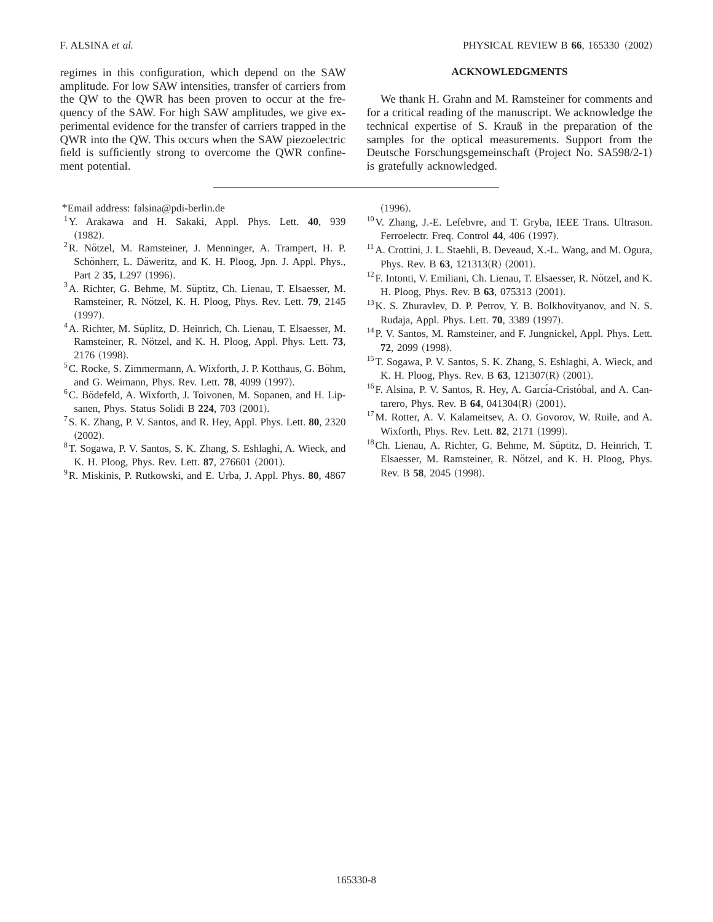regimes in this configuration, which depend on the SAW amplitude. For low SAW intensities, transfer of carriers from the QW to the QWR has been proven to occur at the frequency of the SAW. For high SAW amplitudes, we give experimental evidence for the transfer of carriers trapped in the QWR into the QW. This occurs when the SAW piezoelectric field is sufficiently strong to overcome the QWR confinement potential.

## ACKNOWLEDGMENTS

We thank H. Grahn and M. Ramsteiner for comments and for a critical reading of the manuscript. We acknowledge the technical expertise of S. Krauß in the preparation of the samples for the optical measurements. Support from the Deutsche Forschungsgemeinschaft (Project No. SA598/2-1) is gratefully acknowledged.

---

*Email address: falsina@pdi-berlin.de

[1] Y. Arakawa and H. Sakaki, Appl. Phys. Lett. **40**, 939 (1982).

[2] R. Nötzel, M. Ramsteiner, J. Menninger, A. Trampert, H. P. Schönherr, L. Däweritz, and K. H. Ploog, Jpn. J. Appl. Phys., Part 2 **35**, L297 (1996).

[3] A. Richter, G. Behme, M. Süptitz, Ch. Lienau, T. Elsaesser, M. Ramsteiner, R. Nötzel, K. H. Ploog, Phys. Rev. Lett. **79**, 2145 (1997).

[4] A. Richter, M. Süplitz, D. Heinrich, Ch. Lienau, T. Elsaesser, M. Ramsteiner, R. Nötzel, and K. H. Ploog, Appl. Phys. Lett. **73**, 2176 (1998).

[5] C. Rocke, S. Zimmermann, A. Wixforth, J. P. Kotthaus, G. Böhm, and G. Weimann, Phys. Rev. Lett. **78**, 4099 (1997).

[6] C. Bödefeld, A. Wixforth, J. Toivonen, M. Sopanen, and H. Lipsanen, Phys. Status Solidi B **224**, 703 (2001).

[7] S. K. Zhang, P. V. Santos, and R. Hey, Appl. Phys. Lett. **80**, 2320 (2002).

[8] T. Sogawa, P. V. Santos, S. K. Zhang, S. Eshlaghi, A. Wieck, and K. H. Ploog, Phys. Rev. Lett. **87**, 276601 (2001).

[9] R. Miskinis, P. Rutkowski, and E. Urba, J. Appl. Phys. **80**, 4867 (1996).

[10] V. Zhang, J.-E. Lefebvre, and T. Gryba, IEEE Trans. Ultrason. Ferroelectr. Freq. Control **44**, 406 (1997).

[11] A. Crottini, J. L. Staehli, B. Deveaud, X.-L. Wang, and M. Ogura, Phys. Rev. B **63**, 121313(R) (2001).

[12] F. Intonti, V. Emiliani, Ch. Lienau, T. Elsaesser, R. Nötzel, and K. H. Ploog, Phys. Rev. B **63**, 075313 (2001).

[13] K. S. Zhuravlev, D. P. Petrov, Y. B. Bolkhovityanov, and N. S. Rudaja, Appl. Phys. Lett. **70**, 3389 (1997).

[14] P. V. Santos, M. Ramsteiner, and F. Jungnickel, Appl. Phys. Lett. **72**, 2099 (1998).

[15] T. Sogawa, P. V. Santos, S. K. Zhang, S. Eshlaghi, A. Wieck, and K. H. Ploog, Phys. Rev. B **63**, 121307(R) (2001).

[16] F. Alsina, P. V. Santos, R. Hey, A. García-Cristóbal, and A. Cantarero, Phys. Rev. B **64**, 041304(R) (2001).

[17] M. Rotter, A. V. Kalameitsev, A. O. Govorov, W. Ruile, and A. Wixforth, Phys. Rev. Lett. **82**, 2171 (1999).

[18] Ch. Lienau, A. Richter, G. Behme, M. Süptitz, D. Heinrich, T. Elsaesser, M. Ramsteiner, R. Nötzel, and K. H. Ploog, Phys. Rev. B **58**, 2045 (1998).